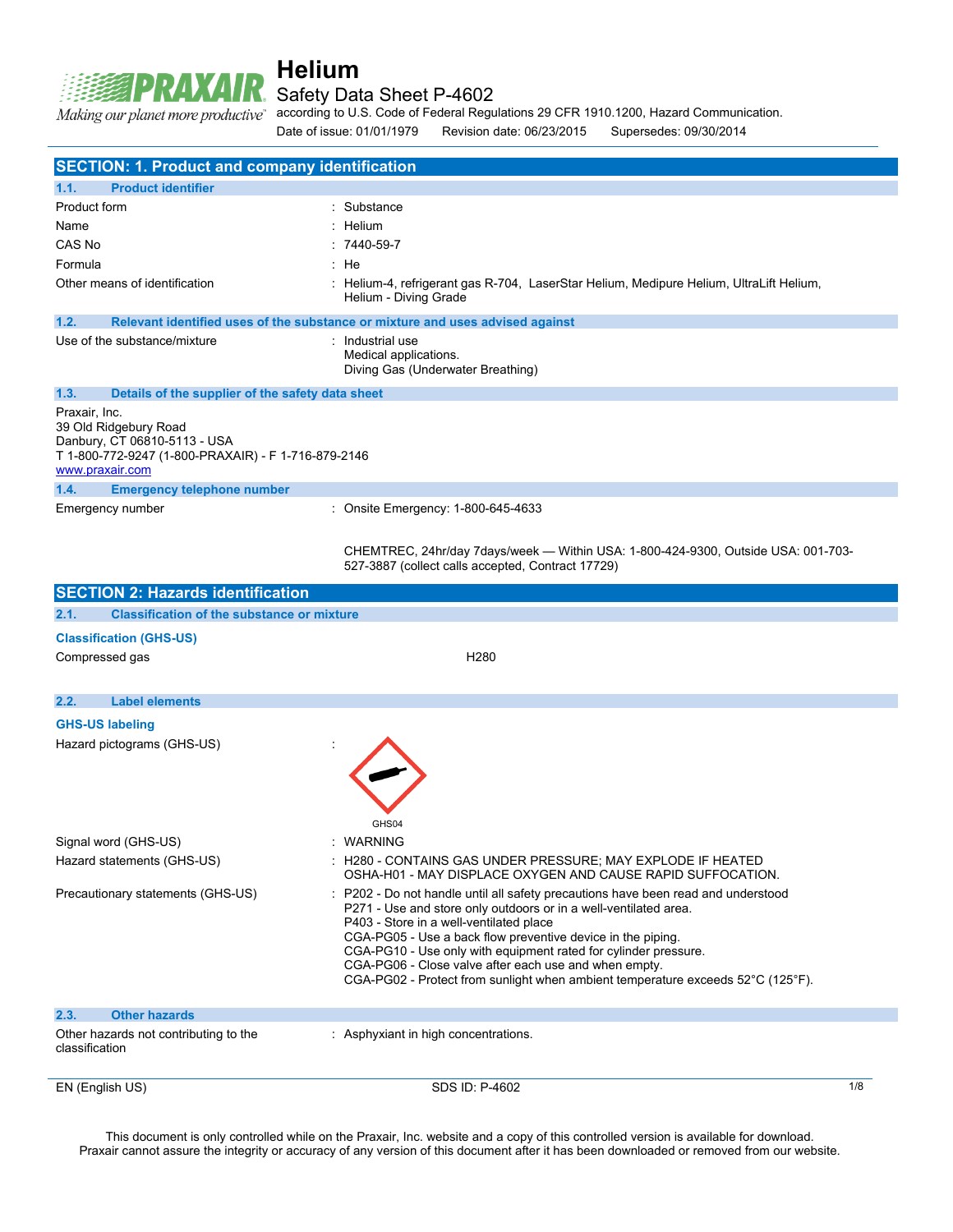# Helium

## Safety Data Sheet P-4602

according to U.S. Code of Federal Regulations 29 CFR 1910.1200, Hazard Communication.

Date of issue: 01/01/1979 Revision date: 06/23/2015 Supersedes: 09/30/2014

## SECTION: 1. Product and company identification

### 1.1. Product identifier

| | |
|---|---|
| Product form | : Substance |
| Name | : Helium |
| CAS No | : 7440-59-7 |
| Formula | : He |
| Other means of identification | : Helium-4, refrigerant gas R-704, LaserStar Helium, Medipure Helium, UltraLift Helium, Helium - Diving Grade |

### 1.2. Relevant identified uses of the substance or mixture and uses advised against

| | |
|---|---|
| Use of the substance/mixture | : Industrial use<br>Medical applications.<br>Diving Gas (Underwater Breathing) |

### 1.3. Details of the supplier of the safety data sheet

Praxair, Inc.
39 Old Ridgebury Road
Danbury, CT 06810-5113 - USA
T 1-800-772-9247 (1-800-PRAXAIR) - F 1-716-879-2146
www.praxair.com

### 1.4. Emergency telephone number

Emergency number : Onsite Emergency: 1-800-645-4633

CHEMTREC, 24hr/day 7days/week — Within USA: 1-800-424-9300, Outside USA: 001-703-527-3887 (collect calls accepted, Contract 17729)

## SECTION 2: Hazards identification

### 2.1. Classification of the substance or mixture

**Classification (GHS-US)**

Compressed gas H280

### 2.2. Label elements

**GHS-US labeling**

Hazard pictograms (GHS-US) :

GHS04

| | |
|---|---|
| Signal word (GHS-US) | : WARNING |
| Hazard statements (GHS-US) | : H280 - CONTAINS GAS UNDER PRESSURE; MAY EXPLODE IF HEATED<br>OSHA-H01 - MAY DISPLACE OXYGEN AND CAUSE RAPID SUFFOCATION. |
| Precautionary statements (GHS-US) | : P202 - Do not handle until all safety precautions have been read and understood<br>P271 - Use and store only outdoors or in a well-ventilated area.<br>P403 - Store in a well-ventilated place<br>CGA-PG05 - Use a back flow preventive device in the piping.<br>CGA-PG10 - Use only with equipment rated for cylinder pressure.<br>CGA-PG06 - Close valve after each use and when empty.<br>CGA-PG02 - Protect from sunlight when ambient temperature exceeds 52°C (125°F). |

### 2.3. Other hazards

| | |
|---|---|
| Other hazards not contributing to the classification | : Asphyxiant in high concentrations. |

This document is only controlled while on the Praxair, Inc. website and a copy of this controlled version is available for download. Praxair cannot assure the integrity or accuracy of any version of this document after it has been downloaded or removed from our website.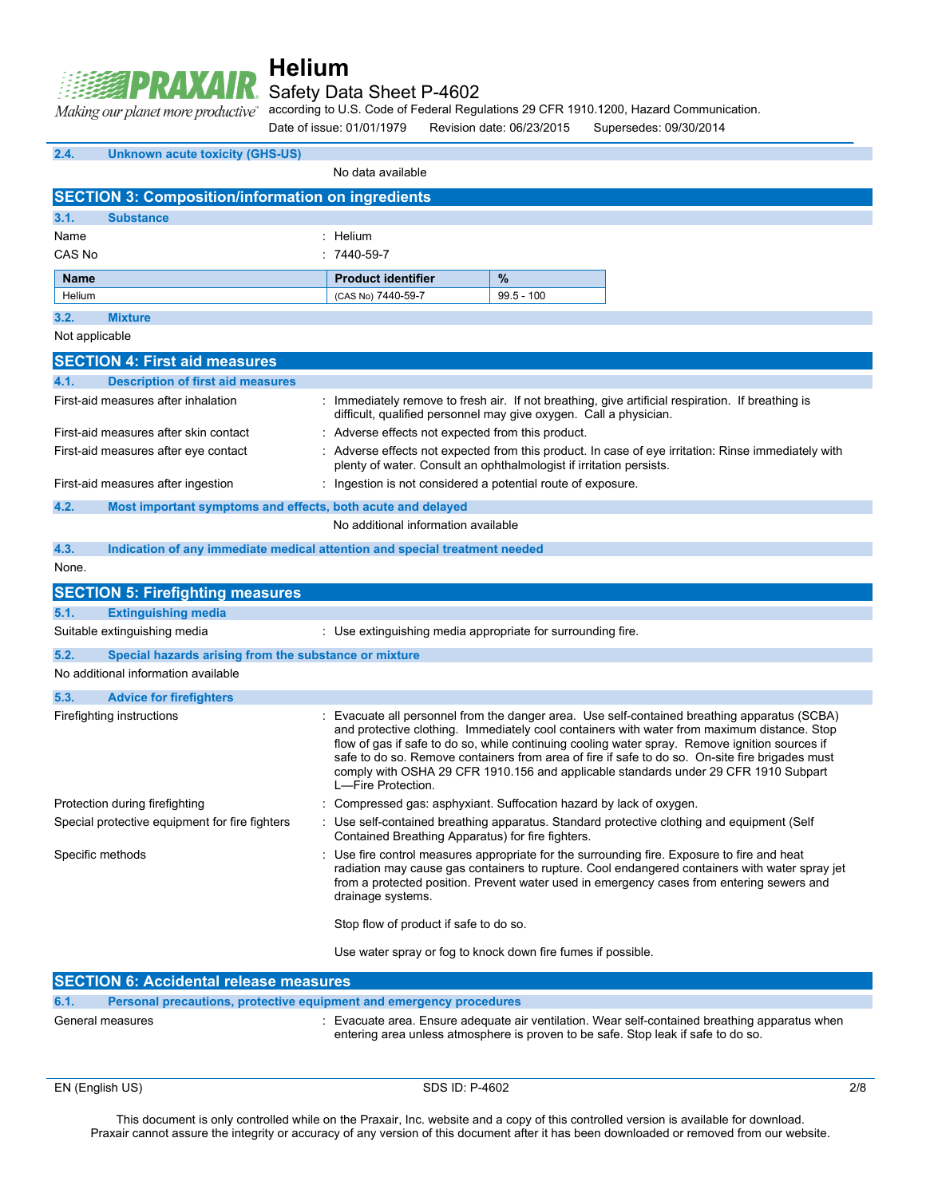### 2.4. Unknown acute toxicity (GHS-US)

No data available

## SECTION 3: Composition/information on ingredients

### 3.1. Substance

Name : Helium

CAS No : 7440-59-7

| Name | Product identifier | % |
| --- | --- | --- |
| Helium | (CAS No) 7440-59-7 | 99.5 - 100 |

### 3.2. Mixture

Not applicable

## SECTION 4: First aid measures

### 4.1. Description of first aid measures

First-aid measures after inhalation : Immediately remove to fresh air. If not breathing, give artificial respiration. If breathing is difficult, qualified personnel may give oxygen. Call a physician.

First-aid measures after skin contact : Adverse effects not expected from this product.

First-aid measures after eye contact : Adverse effects not expected from this product. In case of eye irritation: Rinse immediately with plenty of water. Consult an ophthalmologist if irritation persists.

First-aid measures after ingestion : Ingestion is not considered a potential route of exposure.

### 4.2. Most important symptoms and effects, both acute and delayed

No additional information available

### 4.3. Indication of any immediate medical attention and special treatment needed

None.

## SECTION 5: Firefighting measures

### 5.1. Extinguishing media

Suitable extinguishing media : Use extinguishing media appropriate for surrounding fire.

### 5.2. Special hazards arising from the substance or mixture

No additional information available

### 5.3. Advice for firefighters

Firefighting instructions : Evacuate all personnel from the danger area. Use self-contained breathing apparatus (SCBA) and protective clothing. Immediately cool containers with water from maximum distance. Stop flow of gas if safe to do so, while continuing cooling water spray. Remove ignition sources if safe to do so. Remove containers from area of fire if safe to do so. On-site fire brigades must comply with OSHA 29 CFR 1910.156 and applicable standards under 29 CFR 1910 Subpart L—Fire Protection.

Protection during firefighting : Compressed gas: asphyxiant. Suffocation hazard by lack of oxygen.

Special protective equipment for fire fighters : Use self-contained breathing apparatus. Standard protective clothing and equipment (Self Contained Breathing Apparatus) for fire fighters.

Specific methods : Use fire control measures appropriate for the surrounding fire. Exposure to fire and heat radiation may cause gas containers to rupture. Cool endangered containers with water spray jet from a protected position. Prevent water used in emergency cases from entering sewers and drainage systems.

Stop flow of product if safe to do so.

Use water spray or fog to knock down fire fumes if possible.

## SECTION 6: Accidental release measures

### 6.1. Personal precautions, protective equipment and emergency procedures

General measures : Evacuate area. Ensure adequate air ventilation. Wear self-contained breathing apparatus when entering area unless atmosphere is proven to be safe. Stop leak if safe to do so.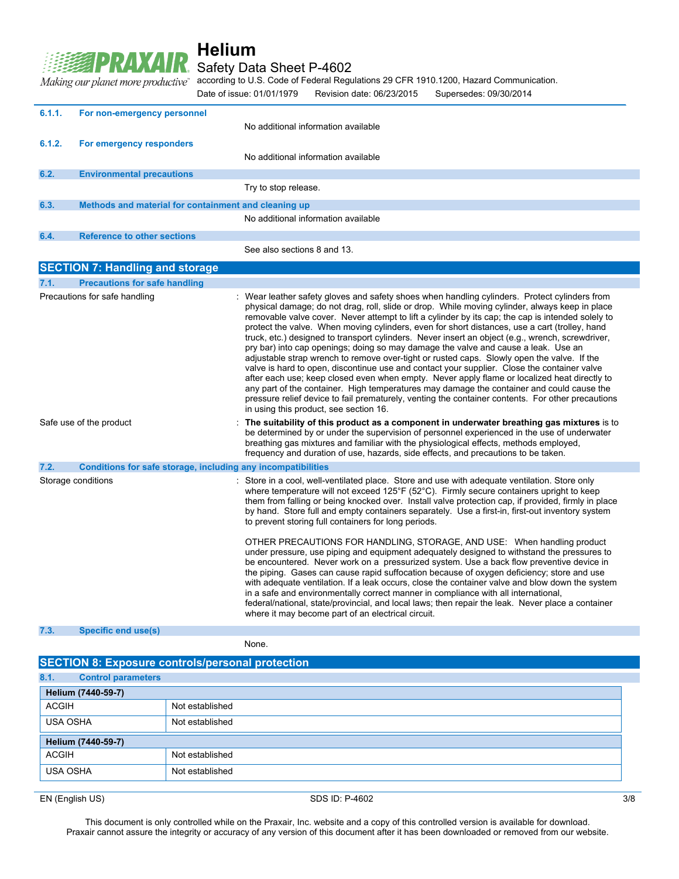#### 6.1.1. For non-emergency personnel

No additional information available

#### 6.1.2. For emergency responders

No additional information available

### 6.2. Environmental precautions

Try to stop release.

### 6.3. Methods and material for containment and cleaning up

No additional information available

### 6.4. Reference to other sections

See also sections 8 and 13.

## SECTION 7: Handling and storage

### 7.1. Precautions for safe handling

Precautions for safe handling : Wear leather safety gloves and safety shoes when handling cylinders. Protect cylinders from physical damage; do not drag, roll, slide or drop. While moving cylinder, always keep in place removable valve cover. Never attempt to lift a cylinder by its cap; the cap is intended solely to protect the valve. When moving cylinders, even for short distances, use a cart (trolley, hand truck, etc.) designed to transport cylinders. Never insert an object (e.g., wrench, screwdriver, pry bar) into cap openings; doing so may damage the valve and cause a leak. Use an adjustable strap wrench to remove over-tight or rusted caps. Slowly open the valve. If the valve is hard to open, discontinue use and contact your supplier. Close the container valve after each use; keep closed even when empty. Never apply flame or localized heat directly to any part of the container. High temperatures may damage the container and could cause the pressure relief device to fail prematurely, venting the container contents. For other precautions in using this product, see section 16.

Safe use of the product : **The suitability of this product as a component in underwater breathing gas mixtures** is to be determined by or under the supervision of personnel experienced in the use of underwater breathing gas mixtures and familiar with the physiological effects, methods employed, frequency and duration of use, hazards, side effects, and precautions to be taken.

### 7.2. Conditions for safe storage, including any incompatibilities

Storage conditions : Store in a cool, well-ventilated place. Store and use with adequate ventilation. Store only where temperature will not exceed 125°F (52°C). Firmly secure containers upright to keep them from falling or being knocked over. Install valve protection cap, if provided, firmly in place by hand. Store full and empty containers separately. Use a first-in, first-out inventory system to prevent storing full containers for long periods.

OTHER PRECAUTIONS FOR HANDLING, STORAGE, AND USE: When handling product under pressure, use piping and equipment adequately designed to withstand the pressures to be encountered. Never work on a pressurized system. Use a back flow preventive device in the piping. Gases can cause rapid suffocation because of oxygen deficiency; store and use with adequate ventilation. If a leak occurs, close the container valve and blow down the system in a safe and environmentally correct manner in compliance with all international, federal/national, state/provincial, and local laws; then repair the leak. Never place a container where it may become part of an electrical circuit.

### 7.3. Specific end use(s)

None.

## SECTION 8: Exposure controls/personal protection

### 8.1. Control parameters

| Helium (7440-59-7) | |
|---|---|
| ACGIH | Not established |
| USA OSHA | Not established |

| Helium (7440-59-7) | |
|---|---|
| ACGIH | Not established |
| USA OSHA | Not established |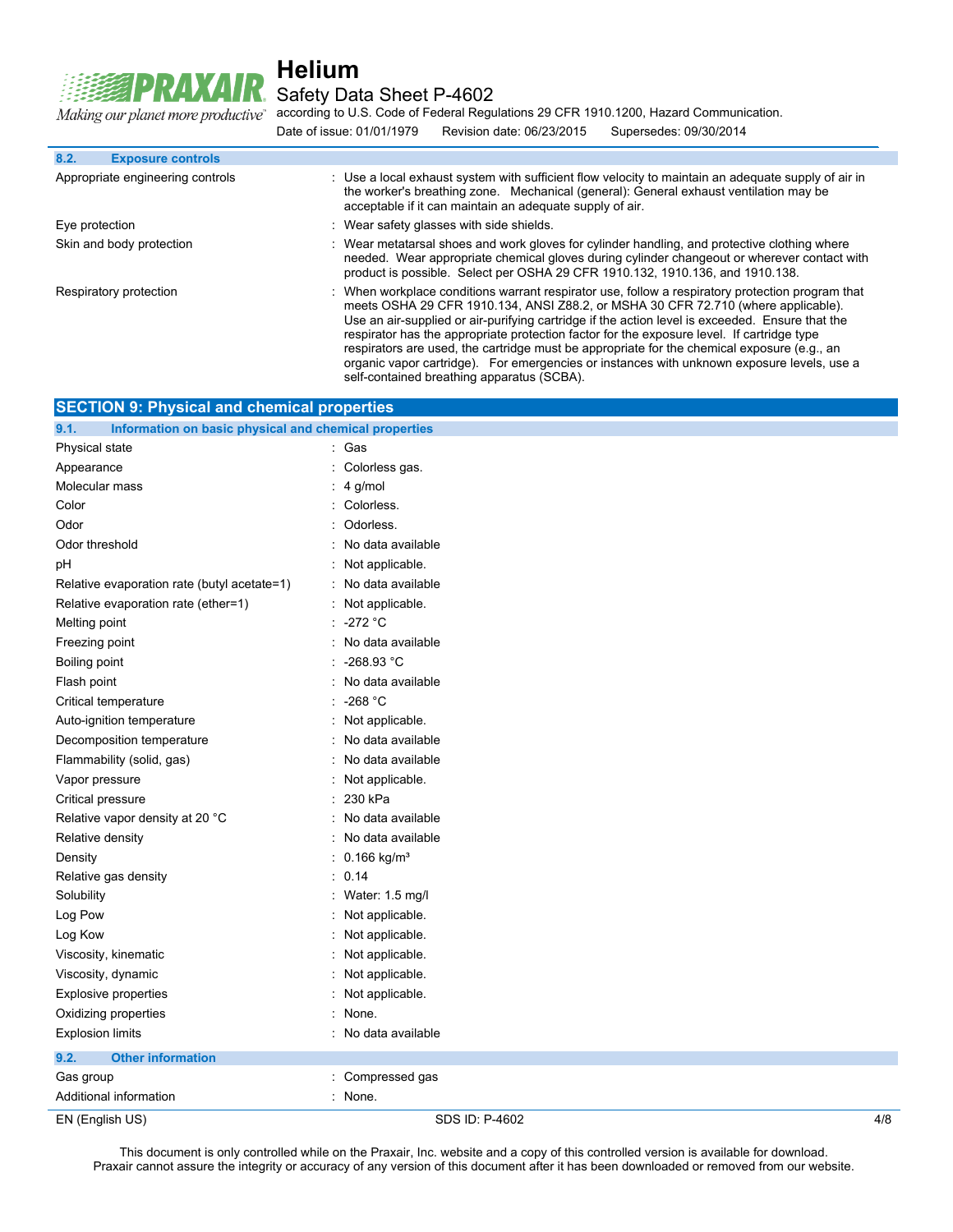### 8.2. Exposure controls

| | |
|---|---|
| Appropriate engineering controls | : Use a local exhaust system with sufficient flow velocity to maintain an adequate supply of air in the worker's breathing zone. Mechanical (general): General exhaust ventilation may be acceptable if it can maintain an adequate supply of air. |
| Eye protection | : Wear safety glasses with side shields. |
| Skin and body protection | : Wear metatarsal shoes and work gloves for cylinder handling, and protective clothing where needed. Wear appropriate chemical gloves during cylinder changeout or wherever contact with product is possible. Select per OSHA 29 CFR 1910.132, 1910.136, and 1910.138. |
| Respiratory protection | : When workplace conditions warrant respirator use, follow a respiratory protection program that meets OSHA 29 CFR 1910.134, ANSI Z88.2, or MSHA 30 CFR 72.710 (where applicable). Use an air-supplied or air-purifying cartridge if the action level is exceeded. Ensure that the respirator has the appropriate protection factor for the exposure level. If cartridge type respirators are used, the cartridge must be appropriate for the chemical exposure (e.g., an organic vapor cartridge). For emergencies or instances with unknown exposure levels, use a self-contained breathing apparatus (SCBA). |

## SECTION 9: Physical and chemical properties

### 9.1. Information on basic physical and chemical properties

| | |
|---|---|
| Physical state | : Gas |
| Appearance | : Colorless gas. |
| Molecular mass | : 4 g/mol |
| Color | : Colorless. |
| Odor | : Odorless. |
| Odor threshold | : No data available |
| pH | : Not applicable. |
| Relative evaporation rate (butyl acetate=1) | : No data available |
| Relative evaporation rate (ether=1) | : Not applicable. |
| Melting point | : -272 °C |
| Freezing point | : No data available |
| Boiling point | : -268.93 °C |
| Flash point | : No data available |
| Critical temperature | : -268 °C |
| Auto-ignition temperature | : Not applicable. |
| Decomposition temperature | : No data available |
| Flammability (solid, gas) | : No data available |
| Vapor pressure | : Not applicable. |
| Critical pressure | : 230 kPa |
| Relative vapor density at 20 °C | : No data available |
| Relative density | : No data available |
| Density | : 0.166 kg/m³ |
| Relative gas density | : 0.14 |
| Solubility | : Water: 1.5 mg/l |
| Log Pow | : Not applicable. |
| Log Kow | : Not applicable. |
| Viscosity, kinematic | : Not applicable. |
| Viscosity, dynamic | : Not applicable. |
| Explosive properties | : Not applicable. |
| Oxidizing properties | : None. |
| Explosion limits | : No data available |

### 9.2. Other information

| | |
|---|---|
| Gas group | : Compressed gas |
| Additional information | : None. |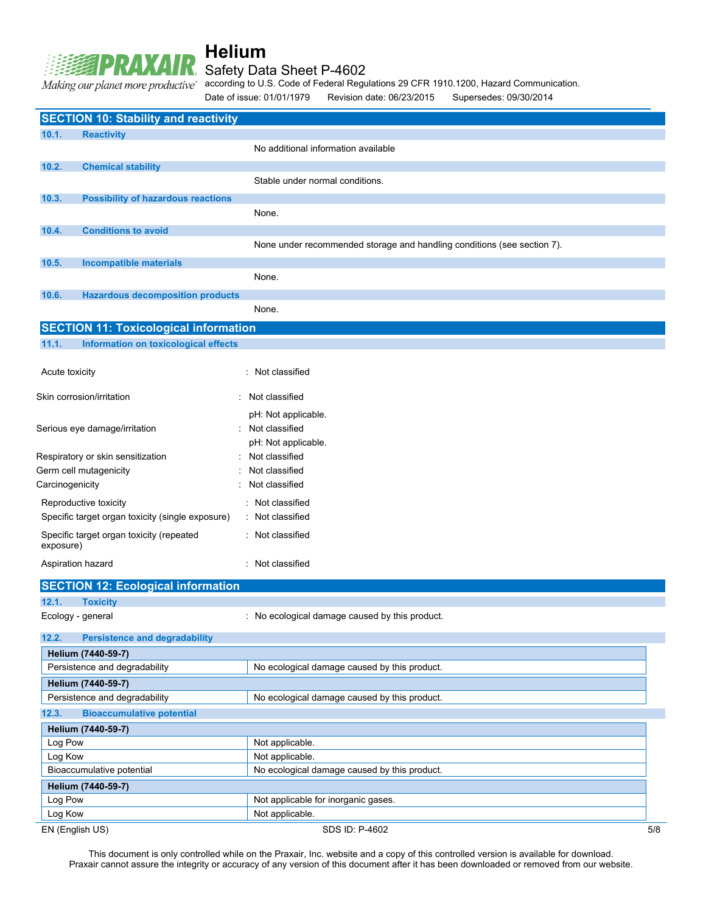## SECTION 10: Stability and reactivity

### 10.1. Reactivity

No additional information available

### 10.2. Chemical stability

Stable under normal conditions.

### 10.3. Possibility of hazardous reactions

None.

### 10.4. Conditions to avoid

None under recommended storage and handling conditions (see section 7).

### 10.5. Incompatible materials

None.

### 10.6. Hazardous decomposition products

None.

## SECTION 11: Toxicological information

### 11.1. Information on toxicological effects

Acute toxicity : Not classified

Skin corrosion/irritation : Not classified
pH: Not applicable.

Serious eye damage/irritation : Not classified
pH: Not applicable.

Respiratory or skin sensitization : Not classified

Germ cell mutagenicity : Not classified

Carcinogenicity : Not classified

Reproductive toxicity : Not classified

Specific target organ toxicity (single exposure) : Not classified

Specific target organ toxicity (repeated exposure) : Not classified

Aspiration hazard : Not classified

## SECTION 12: Ecological information

### 12.1. Toxicity

Ecology - general : No ecological damage caused by this product.

### 12.2. Persistence and degradability

| Helium (7440-59-7) | |
|---|---|
| Persistence and degradability | No ecological damage caused by this product. |

| Helium (7440-59-7) | |
|---|---|
| Persistence and degradability | No ecological damage caused by this product. |

### 12.3. Bioaccumulative potential

| Helium (7440-59-7) | |
|---|---|
| Log Pow | Not applicable. |
| Log Kow | Not applicable. |
| Bioaccumulative potential | No ecological damage caused by this product. |

| Helium (7440-59-7) | |
|---|---|
| Log Pow | Not applicable for inorganic gases. |
| Log Kow | Not applicable. |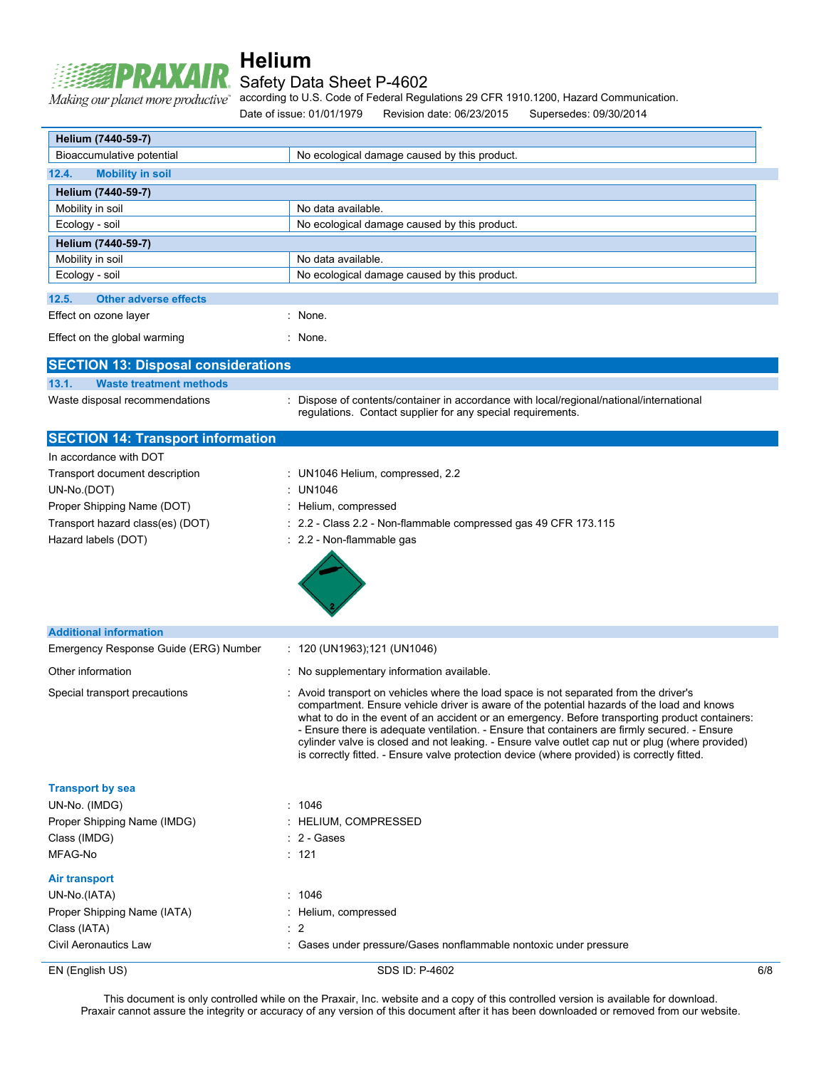| Helium (7440-59-7) | |
|---|---|
| Bioaccumulative potential | No ecological damage caused by this product. |

### 12.4. Mobility in soil

| Helium (7440-59-7) | |
|---|---|
| Mobility in soil | No data available. |
| Ecology - soil | No ecological damage caused by this product. |

| Helium (7440-59-7) | |
|---|---|
| Mobility in soil | No data available. |
| Ecology - soil | No ecological damage caused by this product. |

### 12.5. Other adverse effects

Effect on ozone layer : None.

Effect on the global warming : None.

## SECTION 13: Disposal considerations

### 13.1. Waste treatment methods

Waste disposal recommendations : Dispose of contents/container in accordance with local/regional/national/international regulations. Contact supplier for any special requirements.

## SECTION 14: Transport information

In accordance with DOT

Transport document description : UN1046 Helium, compressed, 2.2

UN-No.(DOT) : UN1046

Proper Shipping Name (DOT) : Helium, compressed

Transport hazard class(es) (DOT) : 2.2 - Class 2.2 - Non-flammable compressed gas 49 CFR 173.115

Hazard labels (DOT) : 2.2 - Non-flammable gas

### Additional information

Emergency Response Guide (ERG) Number : 120 (UN1963);121 (UN1046)

Other information : No supplementary information available.

Special transport precautions : Avoid transport on vehicles where the load space is not separated from the driver's compartment. Ensure vehicle driver is aware of the potential hazards of the load and knows what to do in the event of an accident or an emergency. Before transporting product containers: - Ensure there is adequate ventilation. - Ensure that containers are firmly secured. - Ensure cylinder valve is closed and not leaking. - Ensure valve outlet cap nut or plug (where provided) is correctly fitted. - Ensure valve protection device (where provided) is correctly fitted.

### Transport by sea

UN-No. (IMDG) : 1046

Proper Shipping Name (IMDG) : HELIUM, COMPRESSED

Class (IMDG) : 2 - Gases

MFAG-No : 121

### Air transport

UN-No.(IATA) : 1046

Proper Shipping Name (IATA) : Helium, compressed

Class (IATA) : 2

Civil Aeronautics Law : Gases under pressure/Gases nonflammable nontoxic under pressure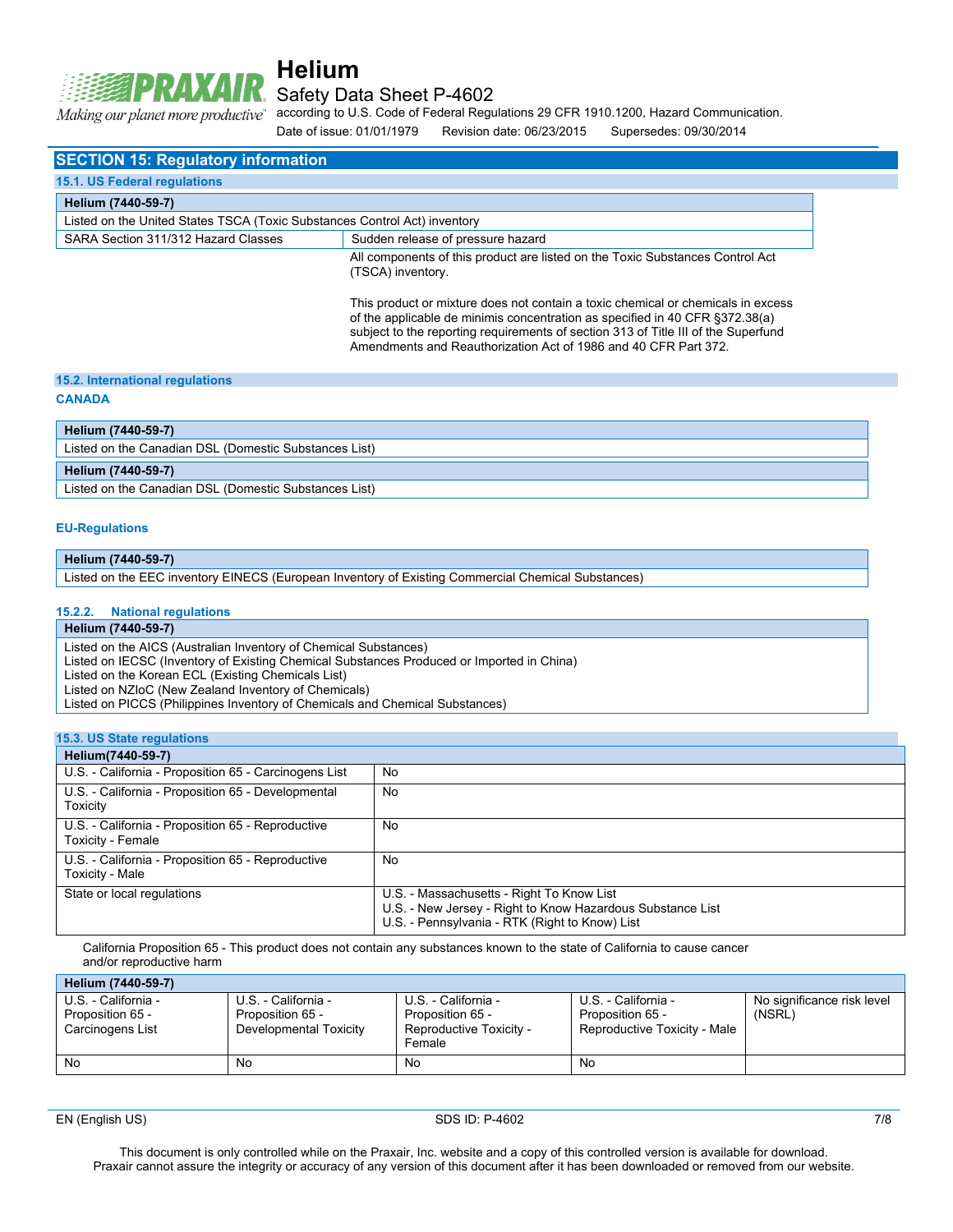## SECTION 15: Regulatory information

### 15.1. US Federal regulations

| Helium (7440-59-7) | |
|---|---|
| Listed on the United States TSCA (Toxic Substances Control Act) inventory | |
| SARA Section 311/312 Hazard Classes | Sudden release of pressure hazard |

All components of this product are listed on the Toxic Substances Control Act (TSCA) inventory.

This product or mixture does not contain a toxic chemical or chemicals in excess of the applicable de minimis concentration as specified in 40 CFR §372.38(a) subject to the reporting requirements of section 313 of Title III of the Superfund Amendments and Reauthorization Act of 1986 and 40 CFR Part 372.

### 15.2. International regulations

**CANADA**

| Helium (7440-59-7) |
|---|
| Listed on the Canadian DSL (Domestic Substances List) |

| Helium (7440-59-7) |
|---|
| Listed on the Canadian DSL (Domestic Substances List) |

**EU-Regulations**

| Helium (7440-59-7) |
|---|
| Listed on the EEC inventory EINECS (European Inventory of Existing Commercial Chemical Substances) |

#### 15.2.2. National regulations

| Helium (7440-59-7) |
|---|
| Listed on the AICS (Australian Inventory of Chemical Substances)<br>Listed on IECSC (Inventory of Existing Chemical Substances Produced or Imported in China)<br>Listed on the Korean ECL (Existing Chemicals List)<br>Listed on NZIoC (New Zealand Inventory of Chemicals)<br>Listed on PICCS (Philippines Inventory of Chemicals and Chemical Substances) |

### 15.3. US State regulations

| Helium(7440-59-7) | |
|---|---|
| U.S. - California - Proposition 65 - Carcinogens List | No |
| U.S. - California - Proposition 65 - Developmental Toxicity | No |
| U.S. - California - Proposition 65 - Reproductive Toxicity - Female | No |
| U.S. - California - Proposition 65 - Reproductive Toxicity - Male | No |
| State or local regulations | U.S. - Massachusetts - Right To Know List<br>U.S. - New Jersey - Right to Know Hazardous Substance List<br>U.S. - Pennsylvania - RTK (Right to Know) List |

California Proposition 65 - This product does not contain any substances known to the state of California to cause cancer and/or reproductive harm

| Helium (7440-59-7) | | | | |
|---|---|---|---|---|
| U.S. - California - Proposition 65 - Carcinogens List | U.S. - California - Proposition 65 - Developmental Toxicity | U.S. - California - Proposition 65 - Reproductive Toxicity - Female | U.S. - California - Proposition 65 - Reproductive Toxicity - Male | No significance risk level (NSRL) |
| No | No | No | No | |

This document is only controlled while on the Praxair, Inc. website and a copy of this controlled version is available for download. Praxair cannot assure the integrity or accuracy of any version of this document after it has been downloaded or removed from our website.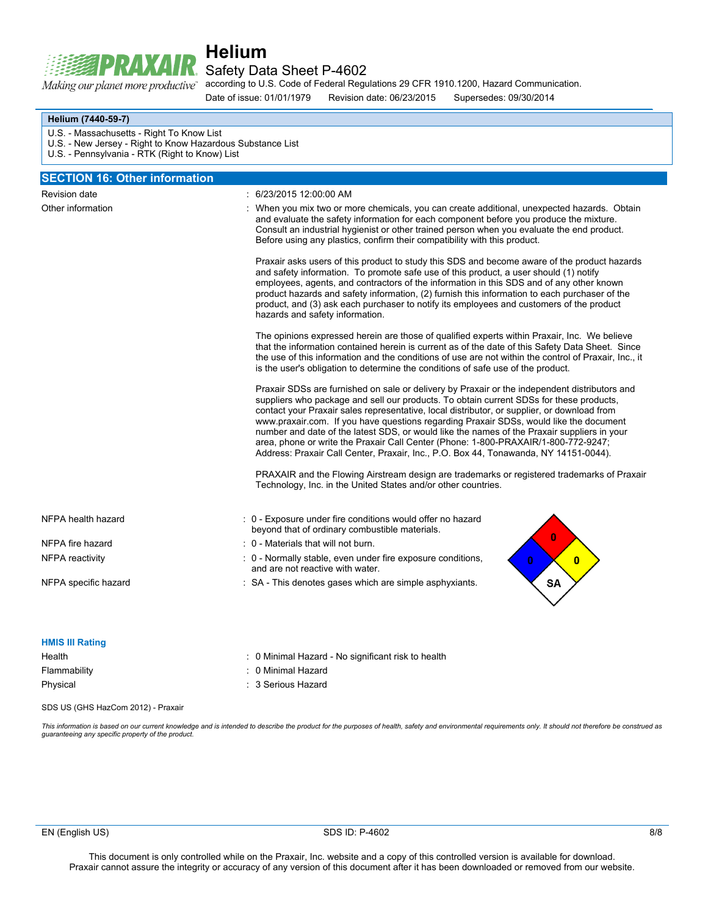| Helium (7440-59-7) |
| --- |
| U.S. - Massachusetts - Right To Know List<br>U.S. - New Jersey - Right to Know Hazardous Substance List<br>U.S. - Pennsylvania - RTK (Right to Know) List |

## SECTION 16: Other information

Revision date : 6/23/2015 12:00:00 AM

Other information : When you mix two or more chemicals, you can create additional, unexpected hazards. Obtain and evaluate the safety information for each component before you produce the mixture. Consult an industrial hygienist or other trained person when you evaluate the end product. Before using any plastics, confirm their compatibility with this product.

Praxair asks users of this product to study this SDS and become aware of the product hazards and safety information. To promote safe use of this product, a user should (1) notify employees, agents, and contractors of the information in this SDS and of any other known product hazards and safety information, (2) furnish this information to each purchaser of the product, and (3) ask each purchaser to notify its employees and customers of the product hazards and safety information.

The opinions expressed herein are those of qualified experts within Praxair, Inc. We believe that the information contained herein is current as of the date of this Safety Data Sheet. Since the use of this information and the conditions of use are not within the control of Praxair, Inc., it is the user's obligation to determine the conditions of safe use of the product.

Praxair SDSs are furnished on sale or delivery by Praxair or the independent distributors and suppliers who package and sell our products. To obtain current SDSs for these products, contact your Praxair sales representative, local distributor, or supplier, or download from www.praxair.com. If you have questions regarding Praxair SDSs, would like the document number and date of the latest SDS, or would like the names of the Praxair suppliers in your area, phone or write the Praxair Call Center (Phone: 1-800-PRAXAIR/1-800-772-9247; Address: Praxair Call Center, Praxair, Inc., P.O. Box 44, Tonawanda, NY 14151-0044).

PRAXAIR and the Flowing Airstream design are trademarks or registered trademarks of Praxair Technology, Inc. in the United States and/or other countries.

NFPA health hazard : 0 - Exposure under fire conditions would offer no hazard beyond that of ordinary combustible materials.

NFPA fire hazard : 0 - Materials that will not burn.

NFPA reactivity : 0 - Normally stable, even under fire exposure conditions, and are not reactive with water.

NFPA specific hazard : SA - This denotes gases which are simple asphyxiants.

0
0
0
SA

### HMIS III Rating

Health : 0 Minimal Hazard - No significant risk to health

Flammability : 0 Minimal Hazard

Physical : 3 Serious Hazard

SDS US (GHS HazCom 2012) - Praxair

*This information is based on our current knowledge and is intended to describe the product for the purposes of health, safety and environmental requirements only. It should not therefore be construed as guaranteeing any specific property of the product.*